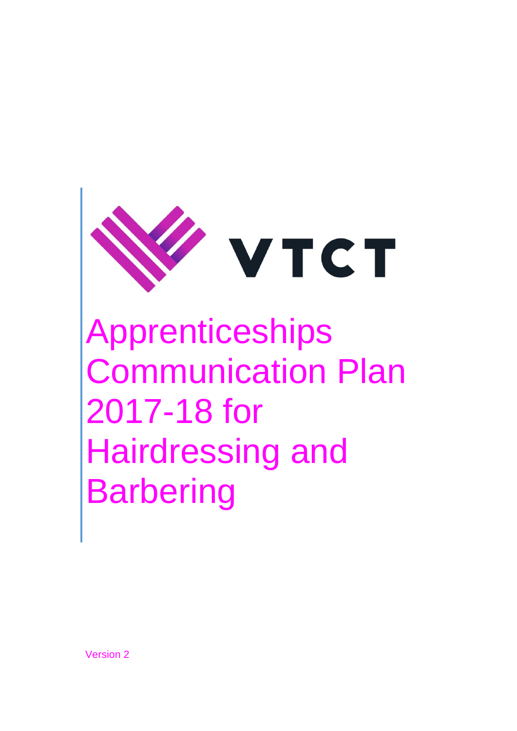VTCT

# Apprenticeships Communication Plan 2017-18 for Hairdressing and Barbering

Version 2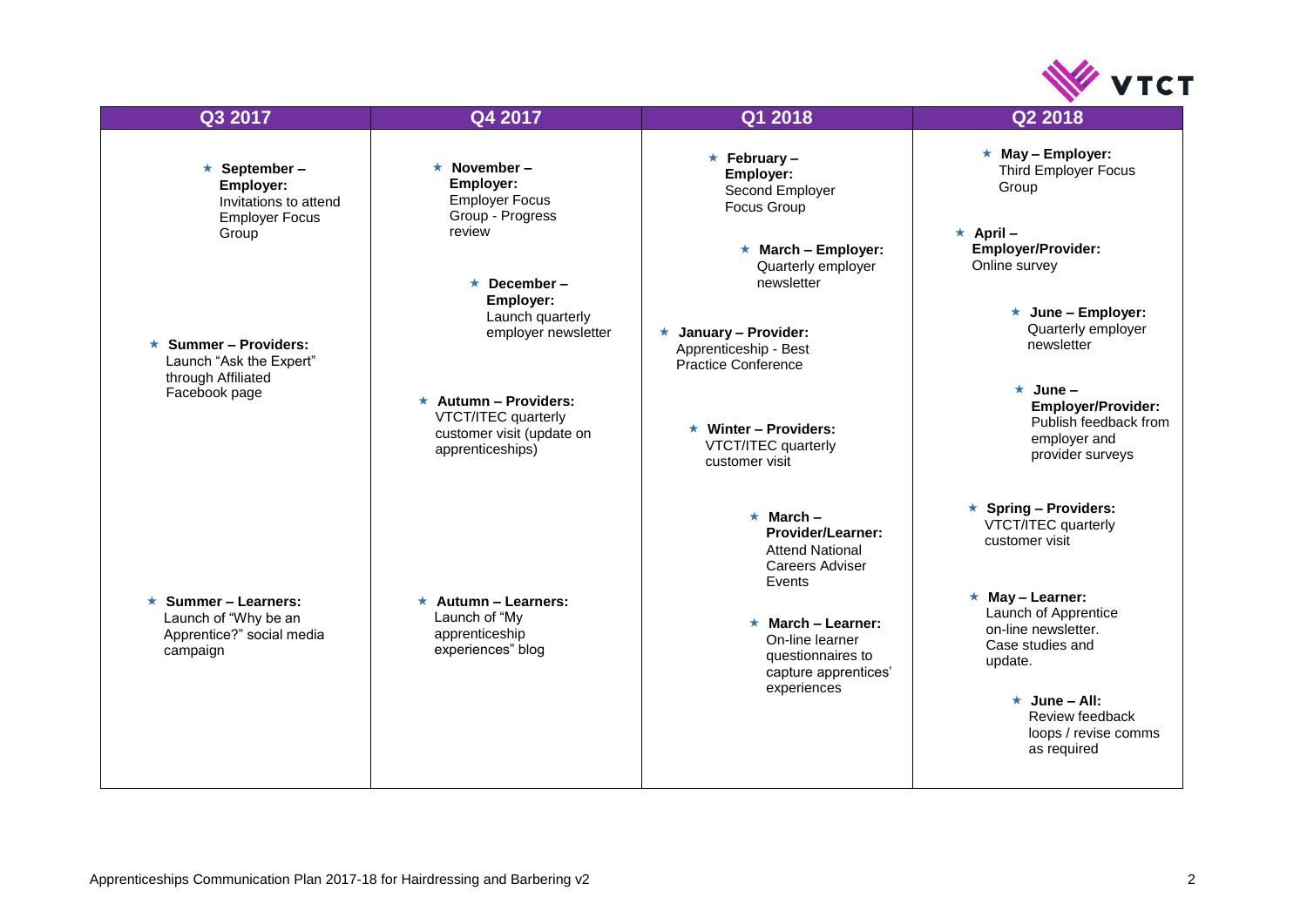| Q3 2017 | Q4 2017 | Q1 2018 | Q2 2018 |
|---|---|---|---|
| ★ **September – Employer:** Invitations to attend Employer Focus Group<br><br>★ **Summer – Providers:** Launch "Ask the Expert" through Affiliated Facebook page<br><br>★ **Summer – Learners:** Launch of "Why be an Apprentice?" social media campaign | ★ **November – Employer:** Employer Focus Group - Progress review<br><br>★ **December – Employer:** Launch quarterly employer newsletter<br><br>★ **Autumn – Providers:** VTCT/ITEC quarterly customer visit (update on apprenticeships)<br><br>★ **Autumn – Learners:** Launch of "My apprenticeship experiences" blog | ★ **February – Employer:** Second Employer Focus Group<br><br>★ **March – Employer:** Quarterly employer newsletter<br><br>★ **January – Provider:** Apprenticeship - Best Practice Conference<br><br>★ **Winter – Providers:** VTCT/ITEC quarterly customer visit<br><br>★ **March – Provider/Learner:** Attend National Careers Adviser Events<br><br>★ **March – Learner:** On-line learner questionnaires to capture apprentices' experiences | ★ **May – Employer:** Third Employer Focus Group<br><br>★ **April – Employer/Provider:** Online survey<br><br>★ **June – Employer:** Quarterly employer newsletter<br><br>★ **June – Employer/Provider:** Publish feedback from employer and provider surveys<br><br>★ **Spring – Providers:** VTCT/ITEC quarterly customer visit<br><br>★ **May – Learner:** Launch of Apprentice on-line newsletter. Case studies and update.<br><br>★ **June – All:** Review feedback loops / revise comms as required |